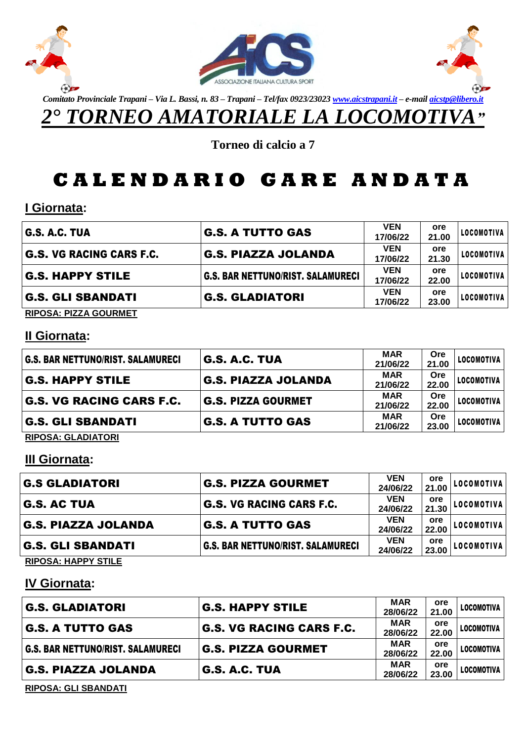*Comitato Provinciale Trapani – Via L. Bassi, n. 83 – Trapani – Tel/fax 0923/23023 [www.aicstrapani.it](http://www.aicstrapani.it) – e-mail [aicstp@libero.it](mailto:aicstp@libero.it)*

# *2° TORNEO AMATORIALE LA LOCOMOTIVA"*

**Torneo di calcio a 7**

# CALENDARIO GARE ANDATA

## I Giornata:

| | | | | |
|---|---|---|---|---|
| G.S. A.C. TUA | G.S. A TUTTO GAS | VEN 17/06/22 | ore 21.00 | LOCOMOTIVA |
| G.S. VG RACING CARS F.C. | G.S. PIAZZA JOLANDA | VEN 17/06/22 | ore 21.30 | LOCOMOTIVA |
| G.S. HAPPY STILE | G.S. BAR NETTUNO/RIST. SALAMURECI | VEN 17/06/22 | ore 22.00 | LOCOMOTIVA |
| G.S. GLI SBANDATI | G.S. GLADIATORI | VEN 17/06/22 | ore 23.00 | LOCOMOTIVA |

**RIPOSA: PIZZA GOURMET**

## II Giornata:

| | | | | |
|---|---|---|---|---|
| G.S. BAR NETTUNO/RIST. SALAMURECI | G.S. A.C. TUA | MAR 21/06/22 | Ore 21.00 | LOCOMOTIVA |
| G.S. HAPPY STILE | G.S. PIAZZA JOLANDA | MAR 21/06/22 | Ore 22.00 | LOCOMOTIVA |
| G.S. VG RACING CARS F.C. | G.S. PIZZA GOURMET | MAR 21/06/22 | Ore 22.00 | LOCOMOTIVA |
| G.S. GLI SBANDATI | G.S. A TUTTO GAS | MAR 21/06/22 | Ore 23.00 | LOCOMOTIVA |

**RIPOSA: GLADIATORI**

## III Giornata:

| | | | | |
|---|---|---|---|---|
| G.S GLADIATORI | G.S. PIZZA GOURMET | VEN 24/06/22 | ore 21.00 | LOCOMOTIVA |
| G.S. AC TUA | G.S. VG RACING CARS F.C. | VEN 24/06/22 | ore 21.30 | LOCOMOTIVA |
| G.S. PIAZZA JOLANDA | G.S. A TUTTO GAS | VEN 24/06/22 | ore 22.00 | LOCOMOTIVA |
| G.S. GLI SBANDATI | G.S. BAR NETTUNO/RIST. SALAMURECI | VEN 24/06/22 | ore 23.00 | LOCOMOTIVA |

**RIPOSA: HAPPY STILE**

## IV Giornata:

| | | | | |
|---|---|---|---|---|
| G.S. GLADIATORI | G.S. HAPPY STILE | MAR 28/06/22 | ore 21.00 | LOCOMOTIVA |
| G.S. A TUTTO GAS | G.S. VG RACING CARS F.C. | MAR 28/06/22 | ore 22.00 | LOCOMOTIVA |
| G.S. BAR NETTUNO/RIST. SALAMURECI | G.S. PIZZA GOURMET | MAR 28/06/22 | ore 22.00 | LOCOMOTIVA |
| G.S. PIAZZA JOLANDA | G.S. A.C. TUA | MAR 28/06/22 | ore 23.00 | LOCOMOTIVA |

**RIPOSA: GLI SBANDATI**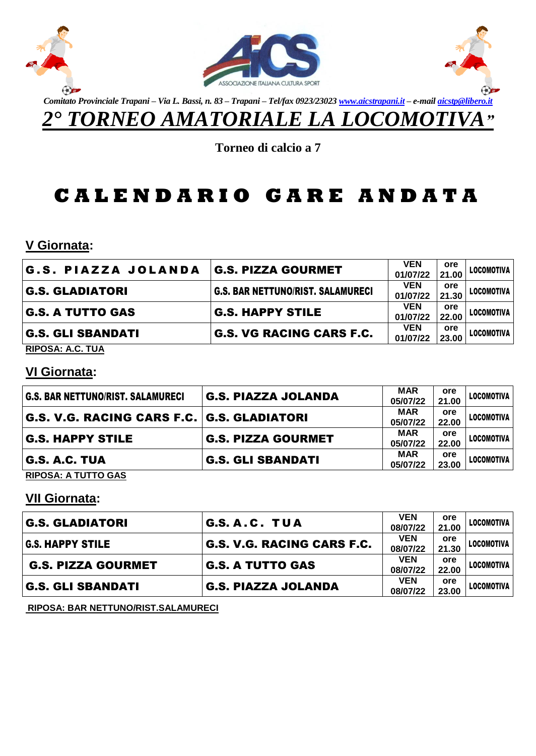Comitato Provinciale Trapani – Via L. Bassi, n. 83 – Trapani – Tel/fax 0923/23023 www.aicstrapani.it – e-mail aicstp@libero.it

# 2° TORNEO AMATORIALE LA LOCOMOTIVA"

**Torneo di calcio a 7**

# CALENDARIO GARE ANDATA

## V Giornata:

| | | | | |
|---|---|---|---|---|
| G.S. PIAZZA JOLANDA | G.S. PIZZA GOURMET | VEN 01/07/22 | ore 21.00 | LOCOMOTIVA |
| G.S. GLADIATORI | G.S. BAR NETTUNO/RIST. SALAMURECI | VEN 01/07/22 | ore 21.30 | LOCOMOTIVA |
| G.S. A TUTTO GAS | G.S. HAPPY STILE | VEN 01/07/22 | ore 22.00 | LOCOMOTIVA |
| G.S. GLI SBANDATI | G.S. VG RACING CARS F.C. | VEN 01/07/22 | ore 23.00 | LOCOMOTIVA |

**RIPOSA: A.C. TUA**

## VI Giornata:

| | | | | |
|---|---|---|---|---|
| G.S. BAR NETTUNO/RIST. SALAMURECI | G.S. PIAZZA JOLANDA | MAR 05/07/22 | ore 21.00 | LOCOMOTIVA |
| G.S. V.G. RACING CARS F.C. | G.S. GLADIATORI | MAR 05/07/22 | ore 22.00 | LOCOMOTIVA |
| G.S. HAPPY STILE | G.S. PIZZA GOURMET | MAR 05/07/22 | ore 22.00 | LOCOMOTIVA |
| G.S. A.C. TUA | G.S. GLI SBANDATI | MAR 05/07/22 | ore 23.00 | LOCOMOTIVA |

**RIPOSA: A TUTTO GAS**

## VII Giornata:

| | | | | |
|---|---|---|---|---|
| G.S. GLADIATORI | G.S. A.C. TUA | VEN 08/07/22 | ore 21.00 | LOCOMOTIVA |
| G.S. HAPPY STILE | G.S. V.G. RACING CARS F.C. | VEN 08/07/22 | ore 21.30 | LOCOMOTIVA |
| G.S. PIZZA GOURMET | G.S. A TUTTO GAS | VEN 08/07/22 | ore 22.00 | LOCOMOTIVA |
| G.S. GLI SBANDATI | G.S. PIAZZA JOLANDA | VEN 08/07/22 | ore 23.00 | LOCOMOTIVA |

**RIPOSA: BAR NETTUNO/RIST.SALAMURECI**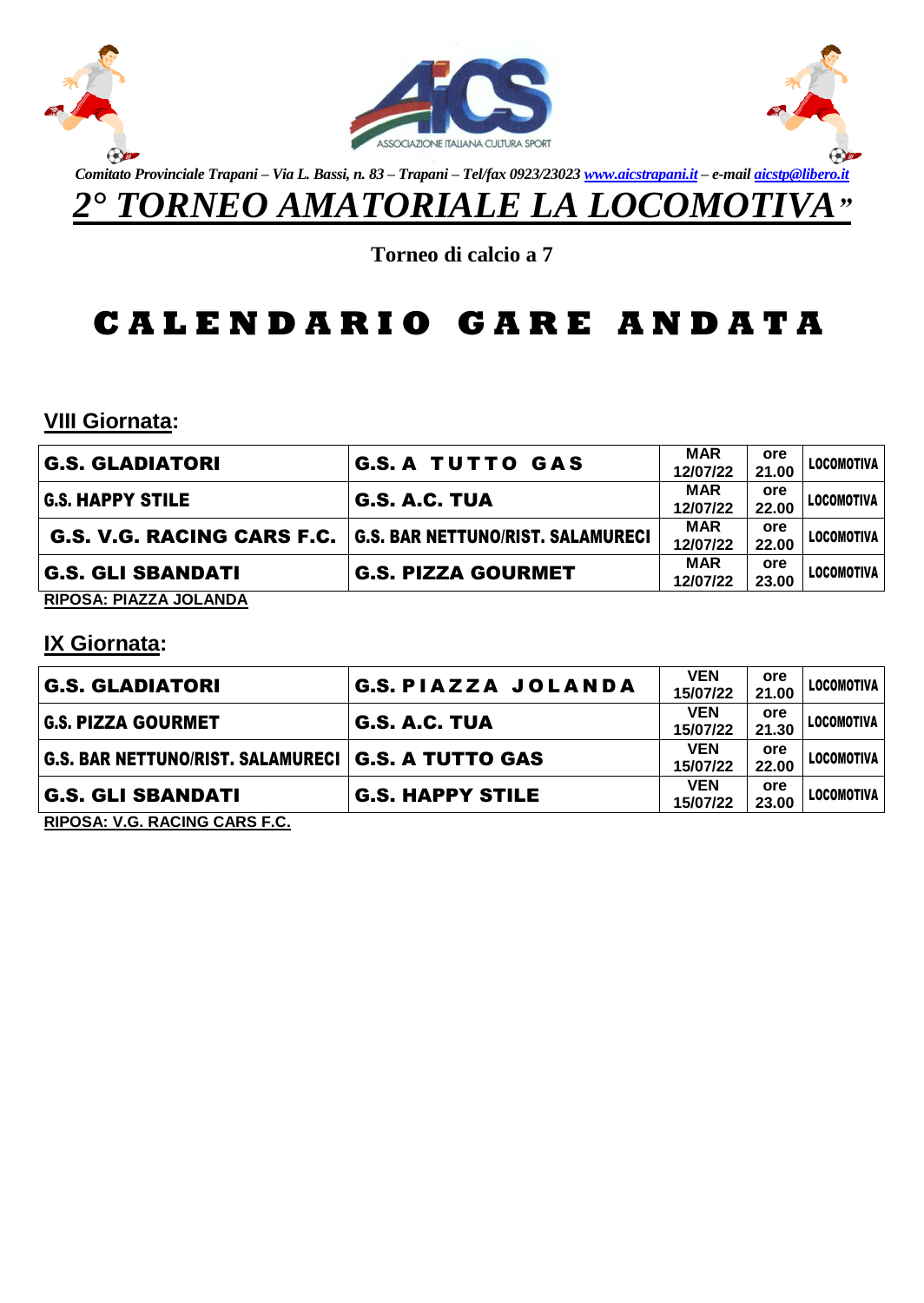*Comitato Provinciale Trapani – Via L. Bassi, n. 83 – Trapani – Tel/fax 0923/23023 [www.aicstrapani.it](http://www.aicstrapani.it) – e-mail [aicstp@libero.it](mailto:aicstp@libero.it)*

# *2° TORNEO AMATORIALE LA LOCOMOTIVA"*

**Torneo di calcio a 7**

# CALENDARIO GARE ANDATA

## VIII Giornata:

| | | | | |
|---|---|---|---|---|
| G.S. GLADIATORI | G.S. A TUTTO GAS | MAR 12/07/22 | ore 21.00 | LOCOMOTIVA |
| G.S. HAPPY STILE | G.S. A.C. TUA | MAR 12/07/22 | ore 22.00 | LOCOMOTIVA |
| G.S. V.G. RACING CARS F.C. | G.S. BAR NETTUNO/RIST. SALAMURECI | MAR 12/07/22 | ore 22.00 | LOCOMOTIVA |
| G.S. GLI SBANDATI | G.S. PIZZA GOURMET | MAR 12/07/22 | ore 23.00 | LOCOMOTIVA |

**RIPOSA: PIAZZA JOLANDA**

## IX Giornata:

| | | | | |
|---|---|---|---|---|
| G.S. GLADIATORI | G.S. PIAZZA JOLANDA | VEN 15/07/22 | ore 21.00 | LOCOMOTIVA |
| G.S. PIZZA GOURMET | G.S. A.C. TUA | VEN 15/07/22 | ore 21.30 | LOCOMOTIVA |
| G.S. BAR NETTUNO/RIST. SALAMURECI | G.S. A TUTTO GAS | VEN 15/07/22 | ore 22.00 | LOCOMOTIVA |
| G.S. GLI SBANDATI | G.S. HAPPY STILE | VEN 15/07/22 | ore 23.00 | LOCOMOTIVA |

**RIPOSA: V.G. RACING CARS F.C.**